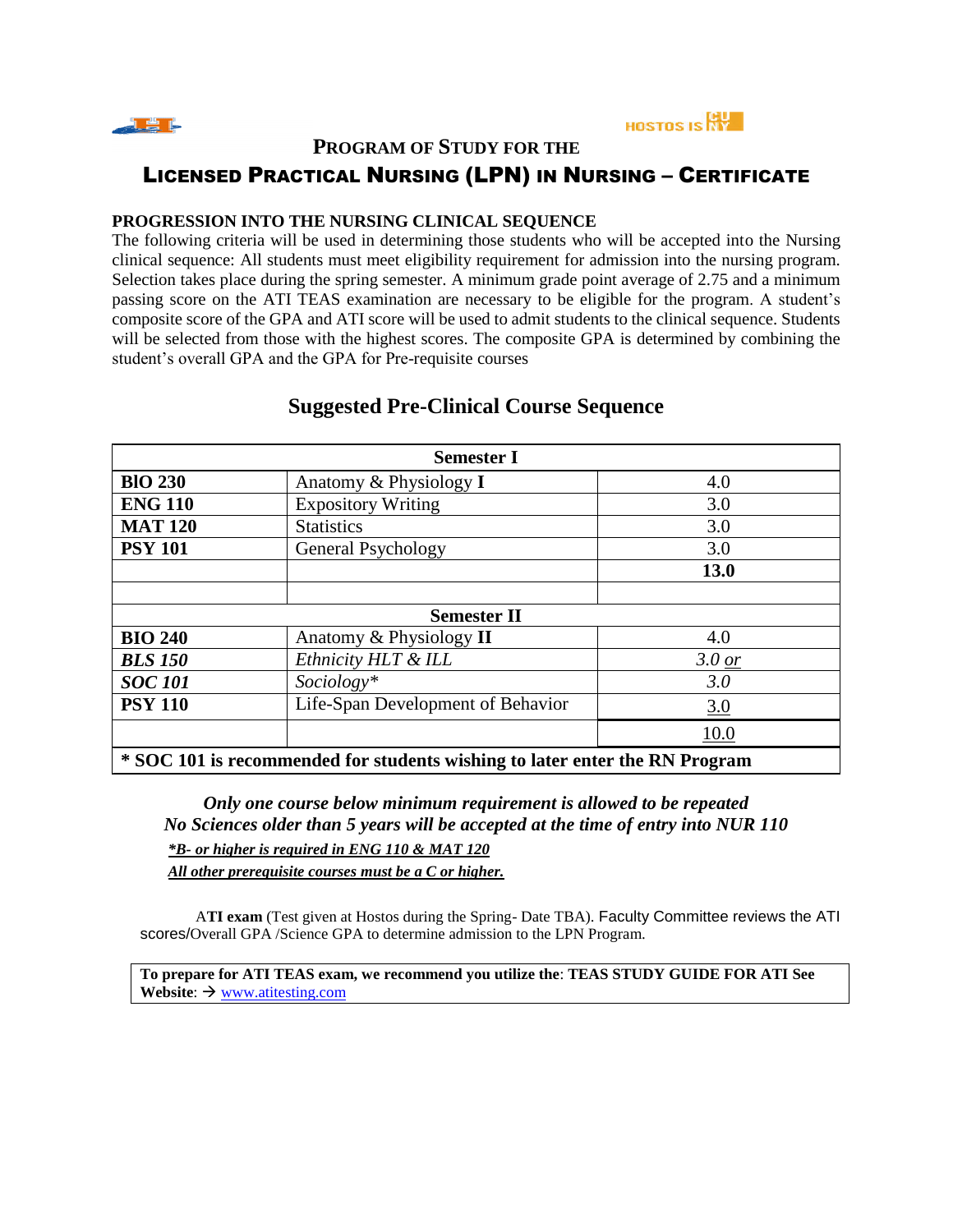# PROGRAM OF STUDY FOR THE

# LICENSED PRACTICAL NURSING (LPN) IN NURSING – CERTIFICATE

**PROGRESSION INTO THE NURSING CLINICAL SEQUENCE**

The following criteria will be used in determining those students who will be accepted into the Nursing clinical sequence: All students must meet eligibility requirement for admission into the nursing program. Selection takes place during the spring semester. A minimum grade point average of 2.75 and a minimum passing score on the ATI TEAS examination are necessary to be eligible for the program. A student's composite score of the GPA and ATI score will be used to admit students to the clinical sequence. Students will be selected from those with the highest scores. The composite GPA is determined by combining the student's overall GPA and the GPA for Pre-requisite courses

## Suggested Pre-Clinical Course Sequence

| **Semester I** | | |
|---|---|---|
| **BIO 230** | Anatomy & Physiology **I** | 4.0 |
| **ENG 110** | Expository Writing | 3.0 |
| **MAT 120** | Statistics | 3.0 |
| **PSY 101** | General Psychology | 3.0 |
| | | **13.0** |
| | | |
| **Semester II** | | |
| **BIO 240** | Anatomy & Physiology **II** | 4.0 |
| ***BLS 150*** | *Ethnicity HLT & ILL* | *3.0 or* |
| ***SOC 101*** | *Sociology** | *3.0* |
| **PSY 110** | Life-Span Development of Behavior | 3.0 |
| | | 10.0 |
| **\* SOC 101 is recommended for students wishing to later enter the RN Program** | | |

***Only one course below minimum requirement is allowed to be repeated***

***No Sciences older than 5 years will be accepted at the time of entry into NUR 110***

***\*B- or higher is required in ENG 110 & MAT 120***

***All other prerequisite courses must be a C or higher.***

A**TI exam** (Test given at Hostos during the Spring- Date TBA). Faculty Committee reviews the ATI scores/Overall GPA /Science GPA to determine admission to the LPN Program.

**To prepare for ATI TEAS exam, we recommend you utilize the**: **TEAS STUDY GUIDE FOR ATI See Website**: → www.atitesting.com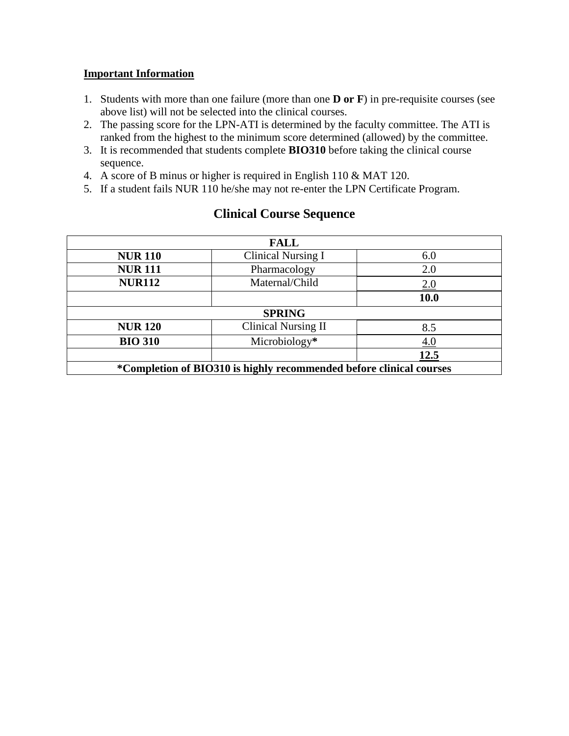**Important Information**

1. Students with more than one failure (more than one **D or F**) in pre-requisite courses (see above list) will not be selected into the clinical courses.
2. The passing score for the LPN-ATI is determined by the faculty committee. The ATI is ranked from the highest to the minimum score determined (allowed) by the committee.
3. It is recommended that students complete **BIO310** before taking the clinical course sequence.
4. A score of B minus or higher is required in English 110 & MAT 120.
5. If a student fails NUR 110 he/she may not re-enter the LPN Certificate Program.

## Clinical Course Sequence

| | | |
|---|---|---|
| **FALL** | | |
| **NUR 110** | Clinical Nursing I | 6.0 |
| **NUR 111** | Pharmacology | 2.0 |
| **NUR112** | Maternal/Child | 2.0 |
| | | **10.0** |
| **SPRING** | | |
| **NUR 120** | Clinical Nursing II | 8.5 |
| **BIO 310** | Microbiology* | 4.0 |
| | | **12.5** |
| ***Completion of BIO310 is highly recommended before clinical courses** | | |